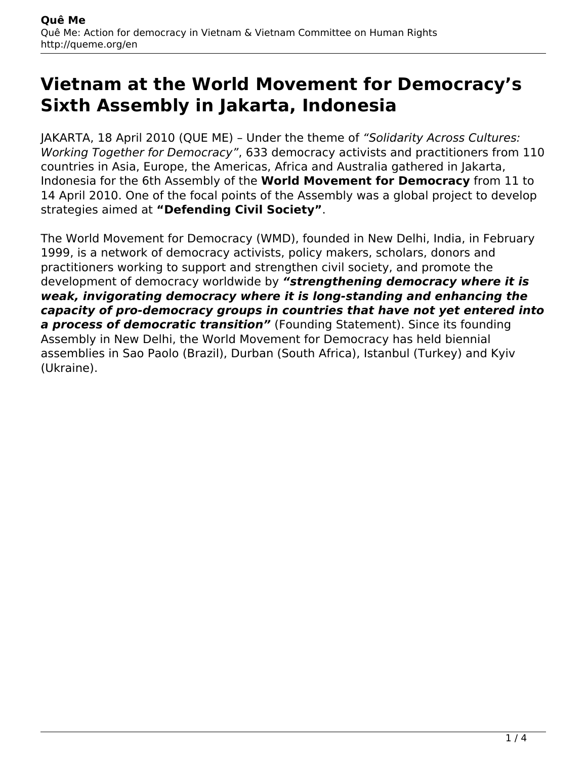# Vietnam at the World Movement for Democracy’s Sixth Assembly in Jakarta, Indonesia

JAKARTA, 18 April 2010 (QUE ME) – Under the theme of *“Solidarity Across Cultures: Working Together for Democracy”*, 633 democracy activists and practitioners from 110 countries in Asia, Europe, the Americas, Africa and Australia gathered in Jakarta, Indonesia for the 6th Assembly of the **World Movement for Democracy** from 11 to 14 April 2010. One of the focal points of the Assembly was a global project to develop strategies aimed at **“Defending Civil Society”**.

The World Movement for Democracy (WMD), founded in New Delhi, India, in February 1999, is a network of democracy activists, policy makers, scholars, donors and practitioners working to support and strengthen civil society, and promote the development of democracy worldwide by ***“strengthening democracy where it is weak, invigorating democracy where it is long-standing and enhancing the capacity of pro-democracy groups in countries that have not yet entered into a process of democratic transition”*** (Founding Statement). Since its founding Assembly in New Delhi, the World Movement for Democracy has held biennial assemblies in Sao Paolo (Brazil), Durban (South Africa), Istanbul (Turkey) and Kyiv (Ukraine).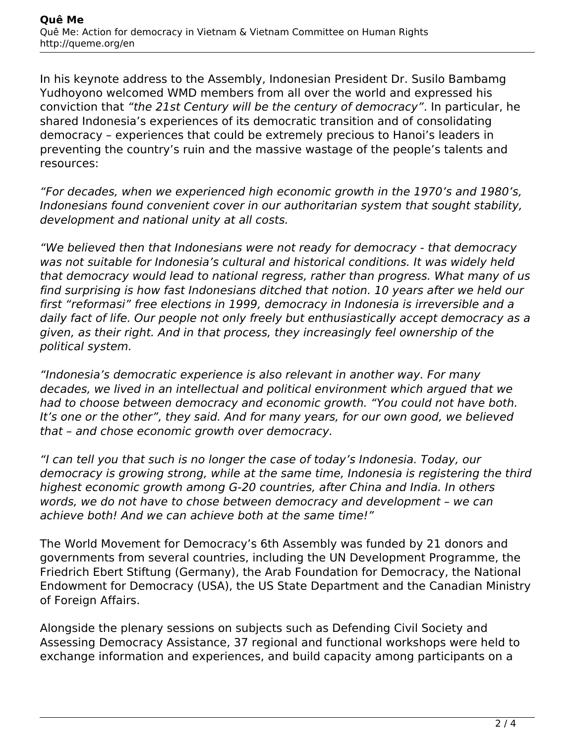In his keynote address to the Assembly, Indonesian President Dr. Susilo Bambamg Yudhoyono welcomed WMD members from all over the world and expressed his conviction that *"the 21st Century will be the century of democracy"*. In particular, he shared Indonesia's experiences of its democratic transition and of consolidating democracy – experiences that could be extremely precious to Hanoi's leaders in preventing the country's ruin and the massive wastage of the people's talents and resources:

*"For decades, when we experienced high economic growth in the 1970's and 1980's, Indonesians found convenient cover in our authoritarian system that sought stability, development and national unity at all costs.*

*"We believed then that Indonesians were not ready for democracy - that democracy was not suitable for Indonesia's cultural and historical conditions. It was widely held that democracy would lead to national regress, rather than progress. What many of us find surprising is how fast Indonesians ditched that notion. 10 years after we held our first "reformasi" free elections in 1999, democracy in Indonesia is irreversible and a daily fact of life. Our people not only freely but enthusiastically accept democracy as a given, as their right. And in that process, they increasingly feel ownership of the political system.*

*"Indonesia's democratic experience is also relevant in another way. For many decades, we lived in an intellectual and political environment which argued that we had to choose between democracy and economic growth. "You could not have both. It's one or the other", they said. And for many years, for our own good, we believed that – and chose economic growth over democracy.*

*"I can tell you that such is no longer the case of today's Indonesia. Today, our democracy is growing strong, while at the same time, Indonesia is registering the third highest economic growth among G-20 countries, after China and India. In others words, we do not have to chose between democracy and development – we can achieve both! And we can achieve both at the same time!"*

The World Movement for Democracy's 6th Assembly was funded by 21 donors and governments from several countries, including the UN Development Programme, the Friedrich Ebert Stiftung (Germany), the Arab Foundation for Democracy, the National Endowment for Democracy (USA), the US State Department and the Canadian Ministry of Foreign Affairs.

Alongside the plenary sessions on subjects such as Defending Civil Society and Assessing Democracy Assistance, 37 regional and functional workshops were held to exchange information and experiences, and build capacity among participants on a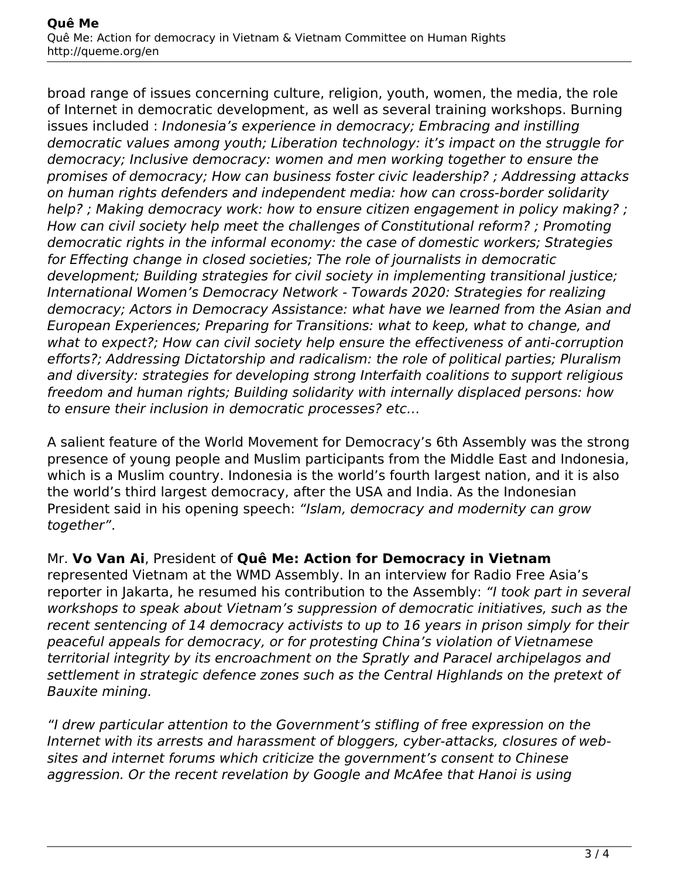broad range of issues concerning culture, religion, youth, women, the media, the role of Internet in democratic development, as well as several training workshops. Burning issues included : *Indonesia's experience in democracy; Embracing and instilling democratic values among youth; Liberation technology: it's impact on the struggle for democracy; Inclusive democracy: women and men working together to ensure the promises of democracy; How can business foster civic leadership? ; Addressing attacks on human rights defenders and independent media: how can cross-border solidarity help? ; Making democracy work: how to ensure citizen engagement in policy making? ; How can civil society help meet the challenges of Constitutional reform? ; Promoting democratic rights in the informal economy: the case of domestic workers; Strategies for Effecting change in closed societies; The role of journalists in democratic development; Building strategies for civil society in implementing transitional justice; International Women's Democracy Network - Towards 2020: Strategies for realizing democracy; Actors in Democracy Assistance: what have we learned from the Asian and European Experiences; Preparing for Transitions: what to keep, what to change, and what to expect?; How can civil society help ensure the effectiveness of anti-corruption efforts?; Addressing Dictatorship and radicalism: the role of political parties; Pluralism and diversity: strategies for developing strong Interfaith coalitions to support religious freedom and human rights; Building solidarity with internally displaced persons: how to ensure their inclusion in democratic processes? etc…*

A salient feature of the World Movement for Democracy's 6th Assembly was the strong presence of young people and Muslim participants from the Middle East and Indonesia, which is a Muslim country. Indonesia is the world's fourth largest nation, and it is also the world's third largest democracy, after the USA and India. As the Indonesian President said in his opening speech: *"Islam, democracy and modernity can grow together"*.

Mr. **Vo Van Ai**, President of **Quê Me: Action for Democracy in Vietnam** represented Vietnam at the WMD Assembly. In an interview for Radio Free Asia's reporter in Jakarta, he resumed his contribution to the Assembly: *"I took part in several workshops to speak about Vietnam's suppression of democratic initiatives, such as the recent sentencing of 14 democracy activists to up to 16 years in prison simply for their peaceful appeals for democracy, or for protesting China's violation of Vietnamese territorial integrity by its encroachment on the Spratly and Paracel archipelagos and settlement in strategic defence zones such as the Central Highlands on the pretext of Bauxite mining.*

*"I drew particular attention to the Government's stifling of free expression on the Internet with its arrests and harassment of bloggers, cyber-attacks, closures of web-sites and internet forums which criticize the government's consent to Chinese aggression. Or the recent revelation by Google and McAfee that Hanoi is using*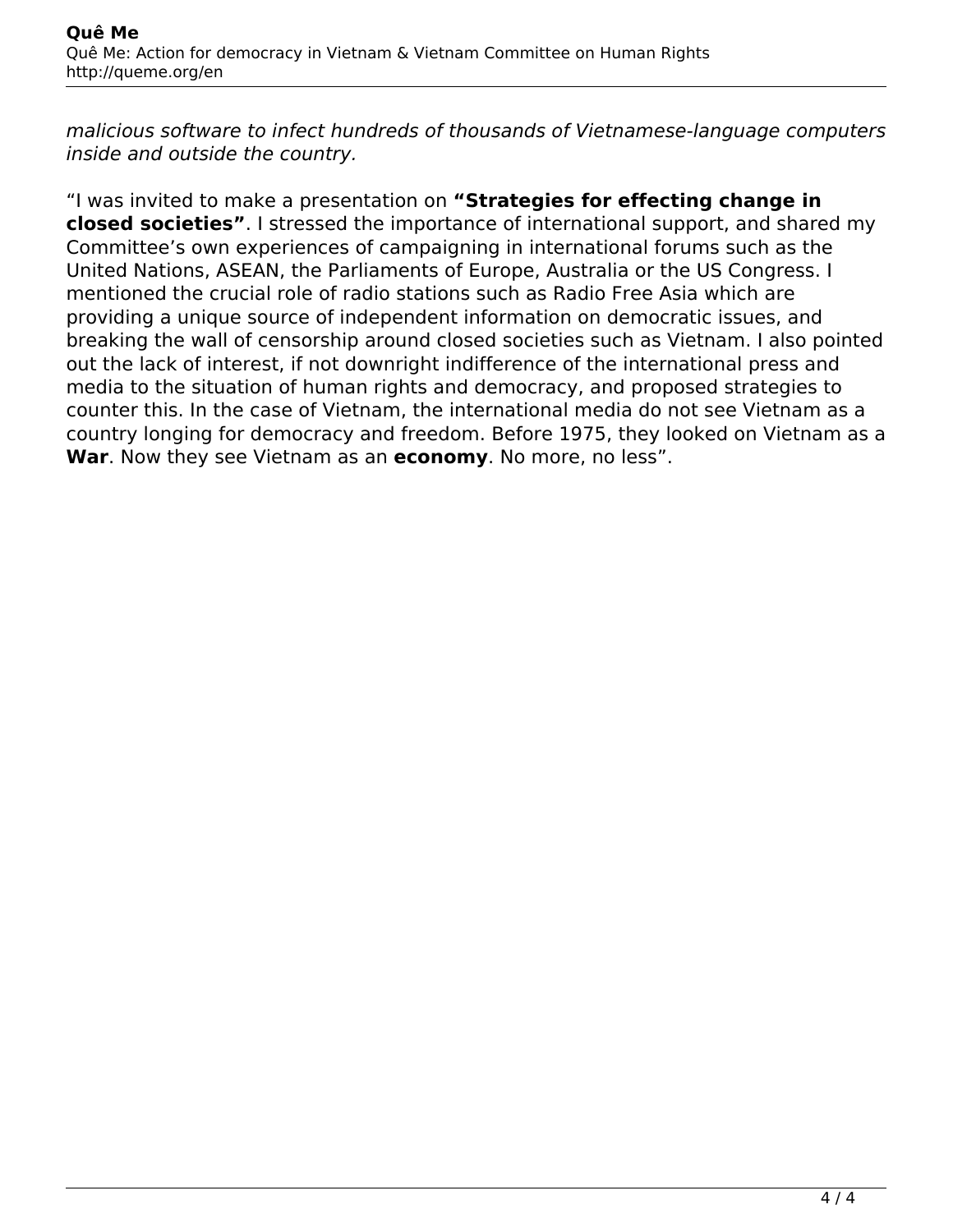*malicious software to infect hundreds of thousands of Vietnamese-language computers inside and outside the country.*

“I was invited to make a presentation on **“Strategies for effecting change in closed societies”**. I stressed the importance of international support, and shared my Committee’s own experiences of campaigning in international forums such as the United Nations, ASEAN, the Parliaments of Europe, Australia or the US Congress. I mentioned the crucial role of radio stations such as Radio Free Asia which are providing a unique source of independent information on democratic issues, and breaking the wall of censorship around closed societies such as Vietnam. I also pointed out the lack of interest, if not downright indifference of the international press and media to the situation of human rights and democracy, and proposed strategies to counter this. In the case of Vietnam, the international media do not see Vietnam as a country longing for democracy and freedom. Before 1975, they looked on Vietnam as a **War**. Now they see Vietnam as an **economy**. No more, no less”.